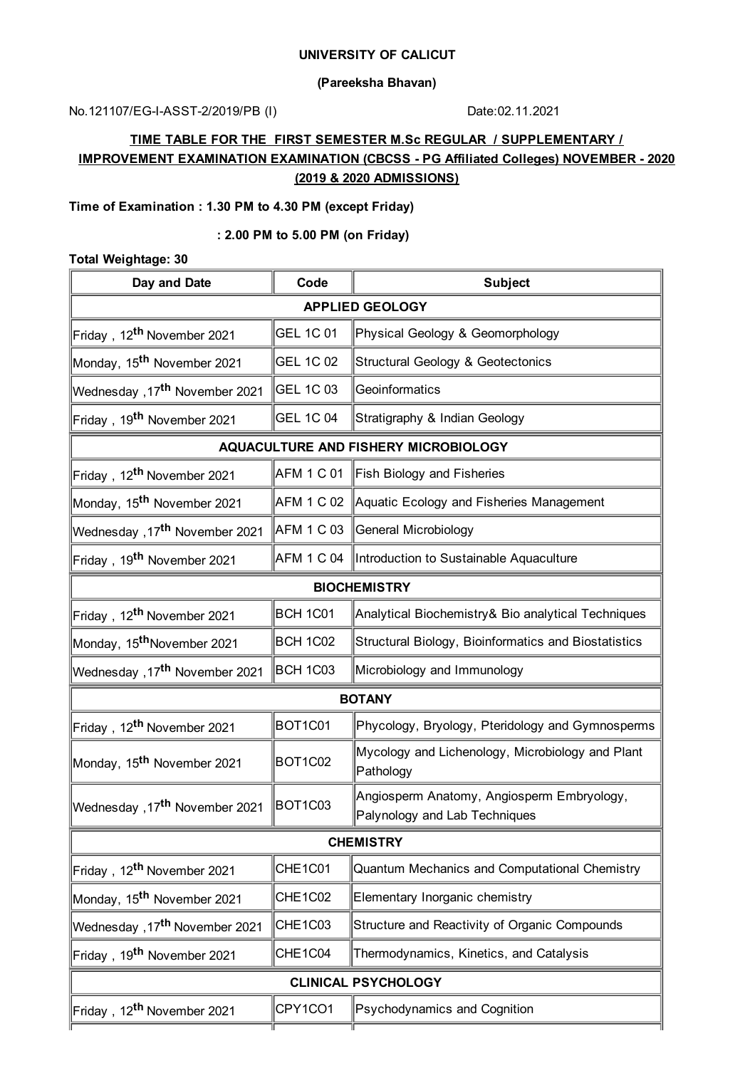**UNIVERSITY OF CALICUT**

**(Pareeksha Bhavan)**

No.121107/EG-I-ASST-2/2019/PB (I) Date:02.11.2021

**TIME TABLE FOR THE FIRST SEMESTER M.Sc REGULAR / SUPPLEMENTARY / IMPROVEMENT EXAMINATION EXAMINATION (CBCSS - PG Affiliated Colleges) NOVEMBER - 2020 (2019 & 2020 ADMISSIONS)**

**Time of Examination : 1.30 PM to 4.30 PM (except Friday)**

**: 2.00 PM to 5.00 PM (on Friday)**

**Total Weightage: 30**

| Day and Date | Code | Subject |
|---|---|---|
| **APPLIED GEOLOGY** | | |
| Friday , 12th November 2021 | GEL 1C 01 | Physical Geology & Geomorphology |
| Monday, 15th November 2021 | GEL 1C 02 | Structural Geology & Geotectonics |
| Wednesday ,17th November 2021 | GEL 1C 03 | Geoinformatics |
| Friday , 19th November 2021 | GEL 1C 04 | Stratigraphy & Indian Geology |
| **AQUACULTURE AND FISHERY MICROBIOLOGY** | | |
| Friday , 12th November 2021 | AFM 1 C 01 | Fish Biology and Fisheries |
| Monday, 15th November 2021 | AFM 1 C 02 | Aquatic Ecology and Fisheries Management |
| Wednesday ,17th November 2021 | AFM 1 C 03 | General Microbiology |
| Friday , 19th November 2021 | AFM 1 C 04 | Introduction to Sustainable Aquaculture |
| **BIOCHEMISTRY** | | |
| Friday , 12th November 2021 | BCH 1C01 | Analytical Biochemistry& Bio analytical Techniques |
| Monday, 15thNovember 2021 | BCH 1C02 | Structural Biology, Bioinformatics and Biostatistics |
| Wednesday ,17th November 2021 | BCH 1C03 | Microbiology and Immunology |
| **BOTANY** | | |
| Friday , 12th November 2021 | BOT1C01 | Phycology, Bryology, Pteridology and Gymnosperms |
| Monday, 15th November 2021 | BOT1C02 | Mycology and Lichenology, Microbiology and Plant Pathology |
| Wednesday ,17th November 2021 | BOT1C03 | Angiosperm Anatomy, Angiosperm Embryology, Palynology and Lab Techniques |
| **CHEMISTRY** | | |
| Friday , 12th November 2021 | CHE1C01 | Quantum Mechanics and Computational Chemistry |
| Monday, 15th November 2021 | CHE1C02 | Elementary Inorganic chemistry |
| Wednesday ,17th November 2021 | CHE1C03 | Structure and Reactivity of Organic Compounds |
| Friday , 19th November 2021 | CHE1C04 | Thermodynamics, Kinetics, and Catalysis |
| **CLINICAL PSYCHOLOGY** | | |
| Friday , 12th November 2021 | CPY1CO1 | Psychodynamics and Cognition |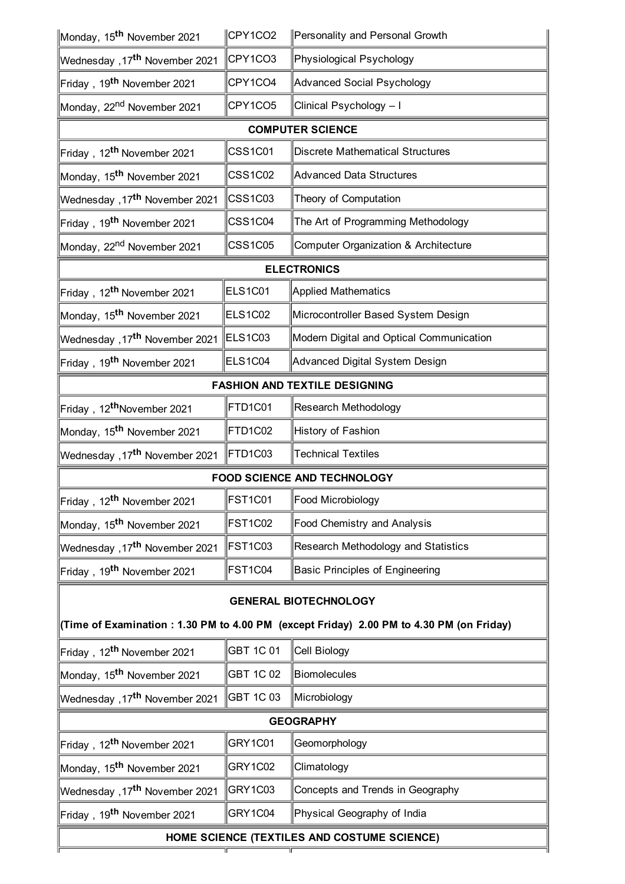| | | |
|---|---|---|
| Monday, 15th November 2021 | CPY1CO2 | Personality and Personal Growth |
| Wednesday ,17th November 2021 | CPY1CO3 | Physiological Psychology |
| Friday , 19th November 2021 | CPY1CO4 | Advanced Social Psychology |
| Monday, 22nd November 2021 | CPY1CO5 | Clinical Psychology – I |
| **COMPUTER SCIENCE** | | |
| Friday , 12th November 2021 | CSS1C01 | Discrete Mathematical Structures |
| Monday, 15th November 2021 | CSS1C02 | Advanced Data Structures |
| Wednesday ,17th November 2021 | CSS1C03 | Theory of Computation |
| Friday , 19th November 2021 | CSS1C04 | The Art of Programming Methodology |
| Monday, 22nd November 2021 | CSS1C05 | Computer Organization & Architecture |
| **ELECTRONICS** | | |
| Friday , 12th November 2021 | ELS1C01 | Applied Mathematics |
| Monday, 15th November 2021 | ELS1C02 | Microcontroller Based System Design |
| Wednesday ,17th November 2021 | ELS1C03 | Modern Digital and Optical Communication |
| Friday , 19th November 2021 | ELS1C04 | Advanced Digital System Design |
| **FASHION AND TEXTILE DESIGNING** | | |
| Friday , 12thNovember 2021 | FTD1C01 | Research Methodology |
| Monday, 15th November 2021 | FTD1C02 | History of Fashion |
| Wednesday ,17th November 2021 | FTD1C03 | Technical Textiles |
| **FOOD SCIENCE AND TECHNOLOGY** | | |
| Friday , 12th November 2021 | FST1C01 | Food Microbiology |
| Monday, 15th November 2021 | FST1C02 | Food Chemistry and Analysis |
| Wednesday ,17th November 2021 | FST1C03 | Research Methodology and Statistics |
| Friday , 19th November 2021 | FST1C04 | Basic Principles of Engineering |
| **GENERAL BIOTECHNOLOGY** (Time of Examination : 1.30 PM to 4.00 PM (except Friday) 2.00 PM to 4.30 PM (on Friday) | | |
| Friday , 12th November 2021 | GBT 1C 01 | Cell Biology |
| Monday, 15th November 2021 | GBT 1C 02 | Biomolecules |
| Wednesday ,17th November 2021 | GBT 1C 03 | Microbiology |
| **GEOGRAPHY** | | |
| Friday , 12th November 2021 | GRY1C01 | Geomorphology |
| Monday, 15th November 2021 | GRY1C02 | Climatology |
| Wednesday ,17th November 2021 | GRY1C03 | Concepts and Trends in Geography |
| Friday , 19th November 2021 | GRY1C04 | Physical Geography of India |
| **HOME SCIENCE (TEXTILES AND COSTUME SCIENCE)** | | |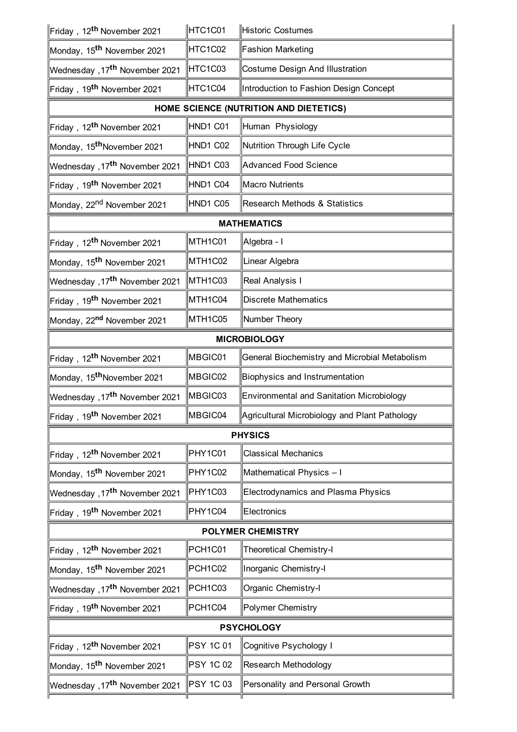| | | |
|---|---|---|
| Friday , 12th November 2021 | HTC1C01 | Historic Costumes |
| Monday, 15th November 2021 | HTC1C02 | Fashion Marketing |
| Wednesday ,17th November 2021 | HTC1C03 | Costume Design And Illustration |
| Friday , 19th November 2021 | HTC1C04 | Introduction to Fashion Design Concept |
| **HOME SCIENCE (NUTRITION AND DIETETICS)** | | |
| Friday , 12th November 2021 | HND1 C01 | Human Physiology |
| Monday, 15thNovember 2021 | HND1 C02 | Nutrition Through Life Cycle |
| Wednesday ,17th November 2021 | HND1 C03 | Advanced Food Science |
| Friday , 19th November 2021 | HND1 C04 | Macro Nutrients |
| Monday, 22nd November 2021 | HND1 C05 | Research Methods & Statistics |
| **MATHEMATICS** | | |
| Friday , 12th November 2021 | MTH1C01 | Algebra - I |
| Monday, 15th November 2021 | MTH1C02 | Linear Algebra |
| Wednesday ,17th November 2021 | MTH1C03 | Real Analysis I |
| Friday , 19th November 2021 | MTH1C04 | Discrete Mathematics |
| Monday, 22nd November 2021 | MTH1C05 | Number Theory |
| **MICROBIOLOGY** | | |
| Friday , 12th November 2021 | MBGIC01 | General Biochemistry and Microbial Metabolism |
| Monday, 15thNovember 2021 | MBGIC02 | Biophysics and Instrumentation |
| Wednesday ,17th November 2021 | MBGIC03 | Environmental and Sanitation Microbiology |
| Friday , 19th November 2021 | MBGIC04 | Agricultural Microbiology and Plant Pathology |
| **PHYSICS** | | |
| Friday , 12th November 2021 | PHY1C01 | Classical Mechanics |
| Monday, 15th November 2021 | PHY1C02 | Mathematical Physics – I |
| Wednesday ,17th November 2021 | PHY1C03 | Electrodynamics and Plasma Physics |
| Friday , 19th November 2021 | PHY1C04 | Electronics |
| **POLYMER CHEMISTRY** | | |
| Friday , 12th November 2021 | PCH1C01 | Theoretical Chemistry-I |
| Monday, 15th November 2021 | PCH1C02 | Inorganic Chemistry-I |
| Wednesday ,17th November 2021 | PCH1C03 | Organic Chemistry-I |
| Friday , 19th November 2021 | PCH1C04 | Polymer Chemistry |
| **PSYCHOLOGY** | | |
| Friday , 12th November 2021 | PSY 1C 01 | Cognitive Psychology I |
| Monday, 15th November 2021 | PSY 1C 02 | Research Methodology |
| Wednesday ,17th November 2021 | PSY 1C 03 | Personality and Personal Growth |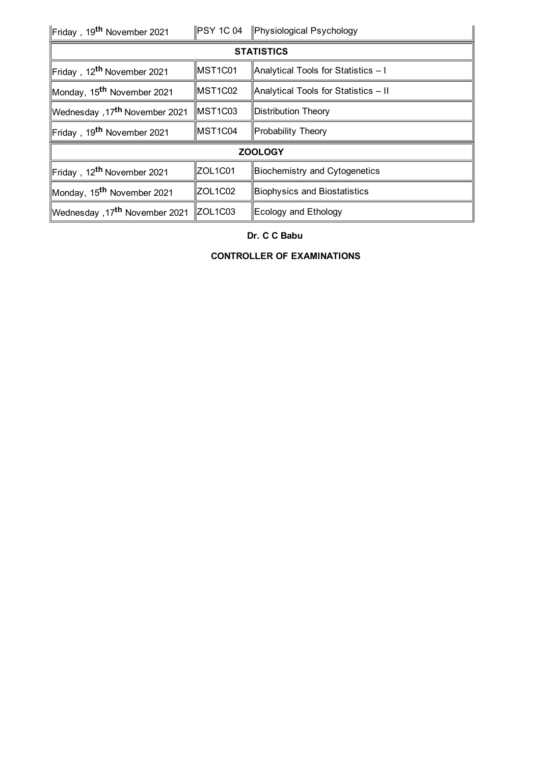| | | |
|---|---|---|
| Friday , 19th November 2021 | PSY 1C 04 | Physiological Psychology |
| **STATISTICS** | | |
| Friday , 12th November 2021 | MST1C01 | Analytical Tools for Statistics – I |
| Monday, 15th November 2021 | MST1C02 | Analytical Tools for Statistics – II |
| Wednesday ,17th November 2021 | MST1C03 | Distribution Theory |
| Friday , 19th November 2021 | MST1C04 | Probability Theory |
| **ZOOLOGY** | | |
| Friday , 12th November 2021 | ZOL1C01 | Biochemistry and Cytogenetics |
| Monday, 15th November 2021 | ZOL1C02 | Biophysics and Biostatistics |
| Wednesday ,17th November 2021 | ZOL1C03 | Ecology and Ethology |

**Dr. C C Babu**

**CONTROLLER OF EXAMINATIONS**